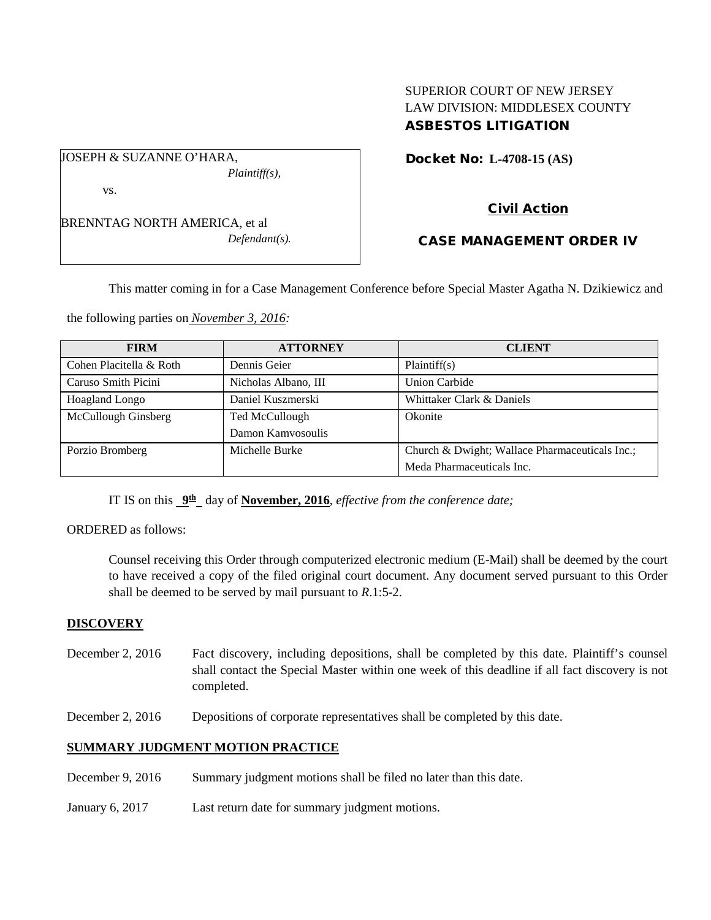SUPERIOR COURT OF NEW JERSEY
LAW DIVISION: MIDDLESEX COUNTY
**ASBESTOS LITIGATION**

JOSEPH & SUZANNE O'HARA,
*Plaintiff(s),*

vs.

BRENNTAG NORTH AMERICA, et al
*Defendant(s).*

**Docket No: L-4708-15 (AS)**

**Civil Action**

**CASE MANAGEMENT ORDER IV**

This matter coming in for a Case Management Conference before Special Master Agatha N. Dzikiewicz and the following parties on *November 3, 2016:*

| FIRM | ATTORNEY | CLIENT |
| --- | --- | --- |
| Cohen Placitella & Roth | Dennis Geier | Plaintiff(s) |
| Caruso Smith Picini | Nicholas Albano, III | Union Carbide |
| Hoagland Longo | Daniel Kuszmerski | Whittaker Clark & Daniels |
| McCullough Ginsberg | Ted McCullough<br>Damon Kamvosoulis | Okonite |
| Porzio Bromberg | Michelle Burke | Church & Dwight; Wallace Pharmaceuticals Inc.; Meda Pharmaceuticals Inc. |

IT IS on this **9th** day of **November, 2016**, *effective from the conference date;*

ORDERED as follows:

Counsel receiving this Order through computerized electronic medium (E-Mail) shall be deemed by the court to have received a copy of the filed original court document. Any document served pursuant to this Order shall be deemed to be served by mail pursuant to *R*.1:5-2.

## DISCOVERY

December 2, 2016 Fact discovery, including depositions, shall be completed by this date. Plaintiff's counsel shall contact the Special Master within one week of this deadline if all fact discovery is not completed.

December 2, 2016 Depositions of corporate representatives shall be completed by this date.

## SUMMARY JUDGMENT MOTION PRACTICE

December 9, 2016 Summary judgment motions shall be filed no later than this date.

January 6, 2017 Last return date for summary judgment motions.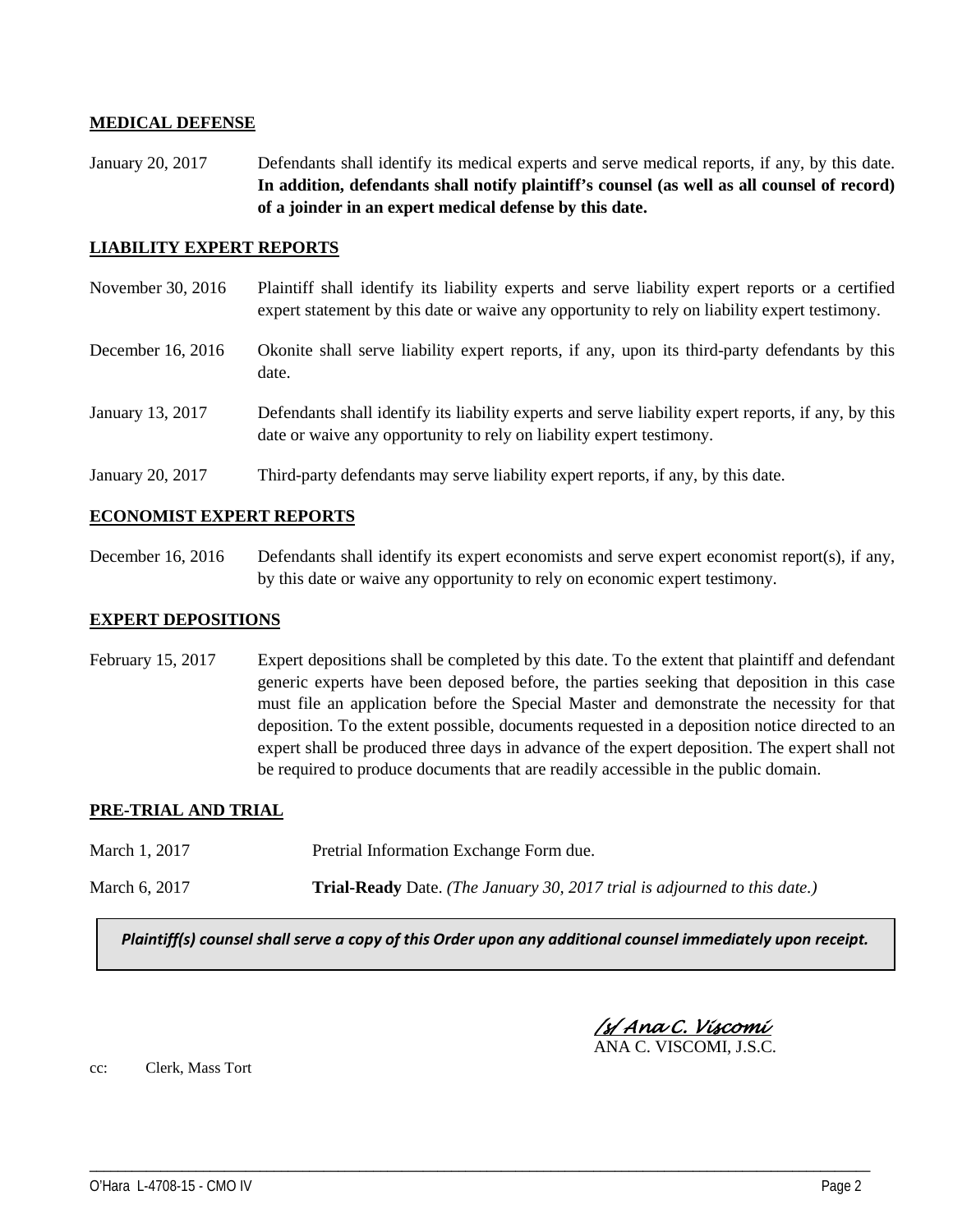**MEDICAL DEFENSE**

| | |
|---|---|
| January 20, 2017 | Defendants shall identify its medical experts and serve medical reports, if any, by this date. **In addition, defendants shall notify plaintiff's counsel (as well as all counsel of record) of a joinder in an expert medical defense by this date.** |

**LIABILITY EXPERT REPORTS**

| | |
|---|---|
| November 30, 2016 | Plaintiff shall identify its liability experts and serve liability expert reports or a certified expert statement by this date or waive any opportunity to rely on liability expert testimony. |
| December 16, 2016 | Okonite shall serve liability expert reports, if any, upon its third-party defendants by this date. |
| January 13, 2017 | Defendants shall identify its liability experts and serve liability expert reports, if any, by this date or waive any opportunity to rely on liability expert testimony. |
| January 20, 2017 | Third-party defendants may serve liability expert reports, if any, by this date. |

**ECONOMIST EXPERT REPORTS**

| | |
|---|---|
| December 16, 2016 | Defendants shall identify its expert economists and serve expert economist report(s), if any, by this date or waive any opportunity to rely on economic expert testimony. |

**EXPERT DEPOSITIONS**

| | |
|---|---|
| February 15, 2017 | Expert depositions shall be completed by this date. To the extent that plaintiff and defendant generic experts have been deposed before, the parties seeking that deposition in this case must file an application before the Special Master and demonstrate the necessity for that deposition. To the extent possible, documents requested in a deposition notice directed to an expert shall be produced three days in advance of the expert deposition. The expert shall not be required to produce documents that are readily accessible in the public domain. |

**PRE-TRIAL AND TRIAL**

| | |
|---|---|
| March 1, 2017 | Pretrial Information Exchange Form due. |
| March 6, 2017 | **Trial-Ready** Date. *(The January 30, 2017 trial is adjourned to this date.)* |

***Plaintiff(s) counsel shall serve a copy of this Order upon any additional counsel immediately upon receipt.***

*/s/ Ana C. Viscomi*
ANA C. VISCOMI, J.S.C.

cc: Clerk, Mass Tort

O'Hara L-4708-15 - CMO IV